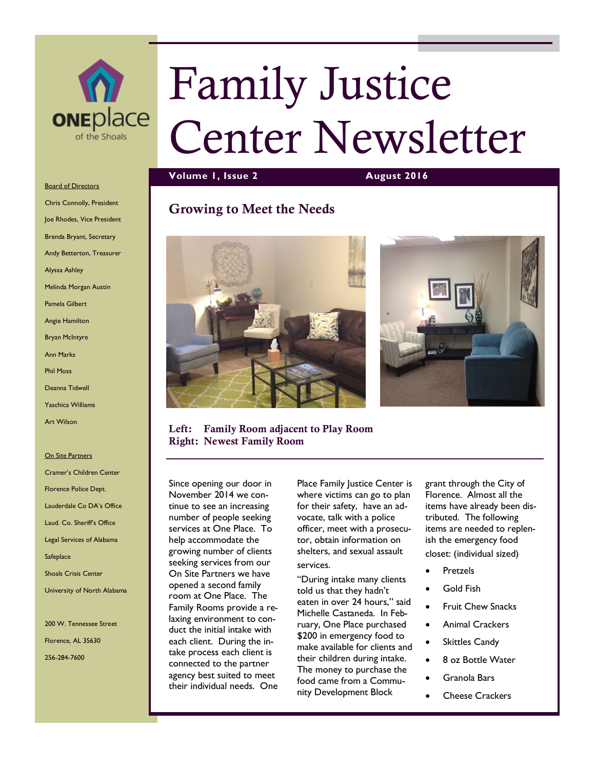ONEplace of the Shoals

# Family Justice Center Newsletter

**Volume 1, Issue 2** **August 2016**

Board of Directors

Chris Connolly, President

Joe Rhodes, Vice President

Brenda Bryant, Secretary

Andy Betterton, Treasurer

Alyssa Ashley

Melinda Morgan Austin

Pamela Gilbert

Angie Hamilton

Bryan McIntyre

Ann Marks

Phil Moss

Deanna Tidwell

Yaschica Williams

Art Wilson

On Site Partners

Cramer's Children Center

Florence Police Dept.

Lauderdale Co DA's Office

Laud. Co. Sheriff's Office

Legal Services of Alabama

Safeplace

Shoals Crisis Center

University of North Alabama

200 W. Tennessee Street

Florence, AL 35630

256-284-7600

## Growing to Meet the Needs

**Left: Family Room adjacent to Play Room**
**Right: Newest Family Room**

Since opening our door in November 2014 we continue to see an increasing number of people seeking services at One Place. To help accommodate the growing number of clients seeking services from our On Site Partners we have opened a second family room at One Place. The Family Rooms provide a relaxing environment to conduct the initial intake with each client. During the intake process each client is connected to the partner agency best suited to meet their individual needs. One Place Family Justice Center is where victims can go to plan for their safety, have an advocate, talk with a police officer, meet with a prosecutor, obtain information on shelters, and sexual assault services.

"During intake many clients told us that they hadn't eaten in over 24 hours," said Michelle Castaneda. In February, One Place purchased $200 in emergency food to make available for clients and their children during intake. The money to purchase the food came from a Community Development Block grant through the City of Florence. Almost all the items have already been distributed. The following items are needed to replenish the emergency food closet: (individual sized)

- Pretzels
- Gold Fish
- Fruit Chew Snacks
- Animal Crackers
- Skittles Candy
- 8 oz Bottle Water
- Granola Bars
- Cheese Crackers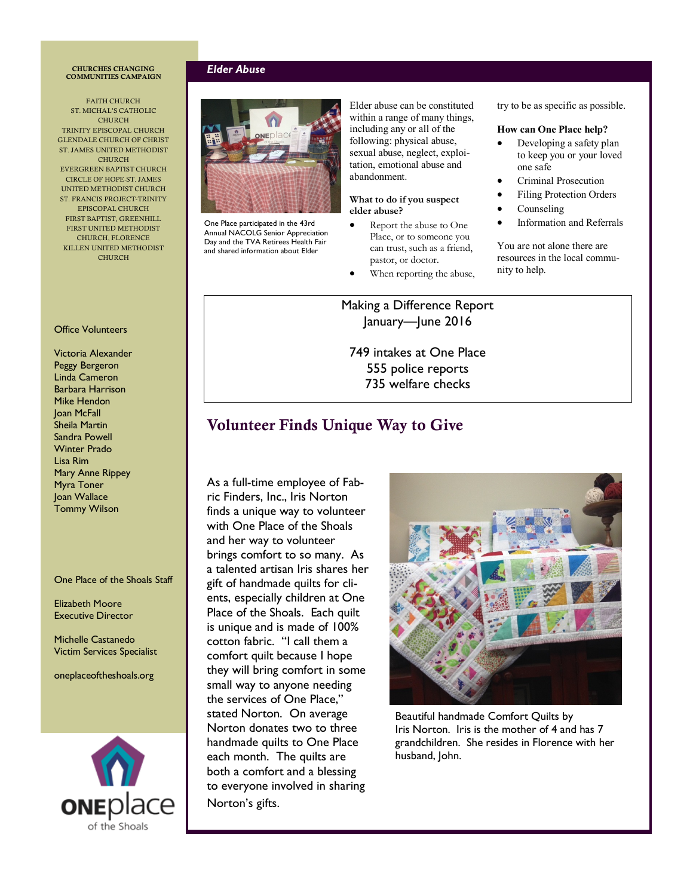CHURCHES CHANGING COMMUNITIES CAMPAIGN

FAITH CHURCH
ST. MICHAL'S CATHOLIC CHURCH
TRINITY EPISCOPAL CHURCH
GLENDALE CHURCH OF CHRIST
ST. JAMES UNITED METHODIST CHURCH
EVERGREEN BAPTIST CHURCH
CIRCLE OF HOPE-ST. JAMES UNITED METHODIST CHURCH
ST. FRANCIS PROJECT-TRINITY EPISCOPAL CHURCH
FIRST BAPTIST, GREENHILL
FIRST UNITED METHODIST CHURCH, FLORENCE
KILLEN UNITED METHODIST CHURCH

Office Volunteers

Victoria Alexander
Peggy Bergeron
Linda Cameron
Barbara Harrison
Mike Hendon
Joan McFall
Sheila Martin
Sandra Powell
Winter Prado
Lisa Rim
Mary Anne Rippey
Myra Toner
Joan Wallace
Tommy Wilson

One Place of the Shoals Staff

Elizabeth Moore
Executive Director

Michelle Castanedo
Victim Services Specialist

oneplaceoftheshoals.org

## *Elder Abuse*

One Place participated in the 43rd Annual NACOLG Senior Appreciation Day and the TVA Retirees Health Fair and shared information about Elder

Elder abuse can be constituted within a range of many things, including any or all of the following: physical abuse, sexual abuse, neglect, exploitation, emotional abuse and abandonment.

**What to do if you suspect elder abuse?**

- Report the abuse to One Place, or to someone you can trust, such as a friend, pastor, or doctor.
- When reporting the abuse, try to be as specific as possible.

**How can One Place help?**

- Developing a safety plan to keep you or your loved one safe
- Criminal Prosecution
- Filing Protection Orders
- Counseling
- Information and Referrals

You are not alone there are resources in the local community to help.

Making a Difference Report
January—June 2016

749 intakes at One Place
555 police reports
735 welfare checks

## Volunteer Finds Unique Way to Give

As a full-time employee of Fabric Finders, Inc., Iris Norton finds a unique way to volunteer with One Place of the Shoals and her way to volunteer brings comfort to so many. As a talented artisan Iris shares her gift of handmade quilts for clients, especially children at One Place of the Shoals. Each quilt is unique and is made of 100% cotton fabric. "I call them a comfort quilt because I hope they will bring comfort in some small way to anyone needing the services of One Place," stated Norton. On average Norton donates two to three handmade quilts to One Place each month. The quilts are both a comfort and a blessing to everyone involved in sharing Norton's gifts.

Beautiful handmade Comfort Quilts by Iris Norton. Iris is the mother of 4 and has 7 grandchildren. She resides in Florence with her husband, John.